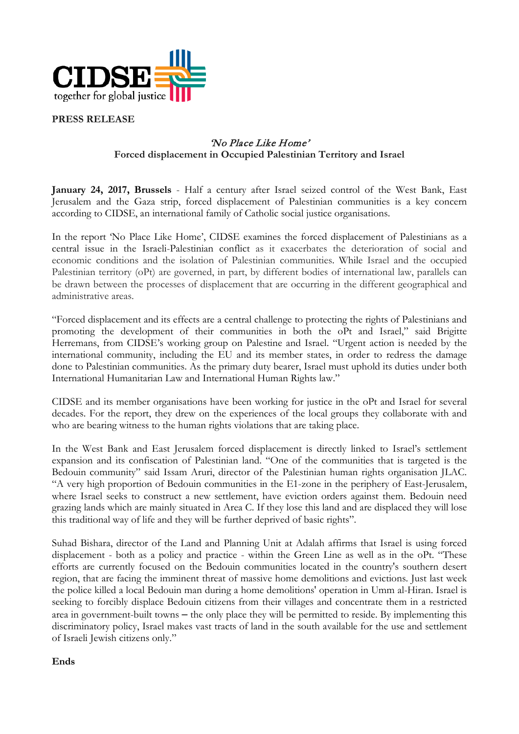CIDSE

together for global justice

**PRESS RELEASE**

## *'No Place Like Home'*
## **Forced displacement in Occupied Palestinian Territory and Israel**

**January 24, 2017, Brussels** - Half a century after Israel seized control of the West Bank, East Jerusalem and the Gaza strip, forced displacement of Palestinian communities is a key concern according to CIDSE, an international family of Catholic social justice organisations.

In the report 'No Place Like Home', CIDSE examines the forced displacement of Palestinians as a central issue in the Israeli-Palestinian conflict as it exacerbates the deterioration of social and economic conditions and the isolation of Palestinian communities. While Israel and the occupied Palestinian territory (oPt) are governed, in part, by different bodies of international law, parallels can be drawn between the processes of displacement that are occurring in the different geographical and administrative areas.

"Forced displacement and its effects are a central challenge to protecting the rights of Palestinians and promoting the development of their communities in both the oPt and Israel," said Brigitte Herremans, from CIDSE's working group on Palestine and Israel. "Urgent action is needed by the international community, including the EU and its member states, in order to redress the damage done to Palestinian communities. As the primary duty bearer, Israel must uphold its duties under both International Humanitarian Law and International Human Rights law."

CIDSE and its member organisations have been working for justice in the oPt and Israel for several decades. For the report, they drew on the experiences of the local groups they collaborate with and who are bearing witness to the human rights violations that are taking place.

In the West Bank and East Jerusalem forced displacement is directly linked to Israel's settlement expansion and its confiscation of Palestinian land. "One of the communities that is targeted is the Bedouin community" said Issam Aruri, director of the Palestinian human rights organisation JLAC. "A very high proportion of Bedouin communities in the E1-zone in the periphery of East-Jerusalem, where Israel seeks to construct a new settlement, have eviction orders against them. Bedouin need grazing lands which are mainly situated in Area C. If they lose this land and are displaced they will lose this traditional way of life and they will be further deprived of basic rights".

Suhad Bishara, director of the Land and Planning Unit at Adalah affirms that Israel is using forced displacement - both as a policy and practice - within the Green Line as well as in the oPt. "These efforts are currently focused on the Bedouin communities located in the country's southern desert region, that are facing the imminent threat of massive home demolitions and evictions. Just last week the police killed a local Bedouin man during a home demolitions' operation in Umm al-Hiran. Israel is seeking to forcibly displace Bedouin citizens from their villages and concentrate them in a restricted area in government-built towns – the only place they will be permitted to reside. By implementing this discriminatory policy, Israel makes vast tracts of land in the south available for the use and settlement of Israeli Jewish citizens only."

**Ends**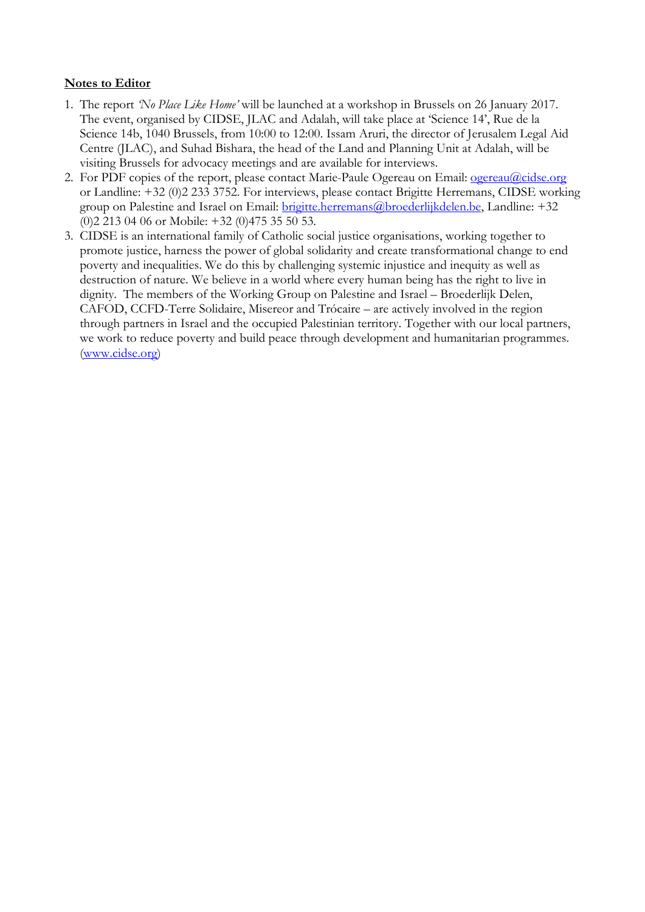**Notes to Editor**

1. The report *'No Place Like Home'* will be launched at a workshop in Brussels on 26 January 2017. The event, organised by CIDSE, JLAC and Adalah, will take place at 'Science 14', Rue de la Science 14b, 1040 Brussels, from 10:00 to 12:00. Issam Aruri, the director of Jerusalem Legal Aid Centre (JLAC), and Suhad Bishara, the head of the Land and Planning Unit at Adalah, will be visiting Brussels for advocacy meetings and are available for interviews.
2. For PDF copies of the report, please contact Marie-Paule Ogereau on Email: [ogereau@cidse.org](mailto:ogereau@cidse.org) or Landline: +32 (0)2 233 3752. For interviews, please contact Brigitte Herremans, CIDSE working group on Palestine and Israel on Email: [brigitte.herremans@broederlijkdelen.be](mailto:brigitte.herremans@broederlijkdelen.be), Landline: +32 (0)2 213 04 06 or Mobile: +32 (0)475 35 50 53.
3. CIDSE is an international family of Catholic social justice organisations, working together to promote justice, harness the power of global solidarity and create transformational change to end poverty and inequalities. We do this by challenging systemic injustice and inequity as well as destruction of nature. We believe in a world where every human being has the right to live in dignity. The members of the Working Group on Palestine and Israel – Broederlijk Delen, CAFOD, CCFD-Terre Solidaire, Misereor and Trócaire – are actively involved in the region through partners in Israel and the occupied Palestinian territory. Together with our local partners, we work to reduce poverty and build peace through development and humanitarian programmes. ([www.cidse.org](http://www.cidse.org))